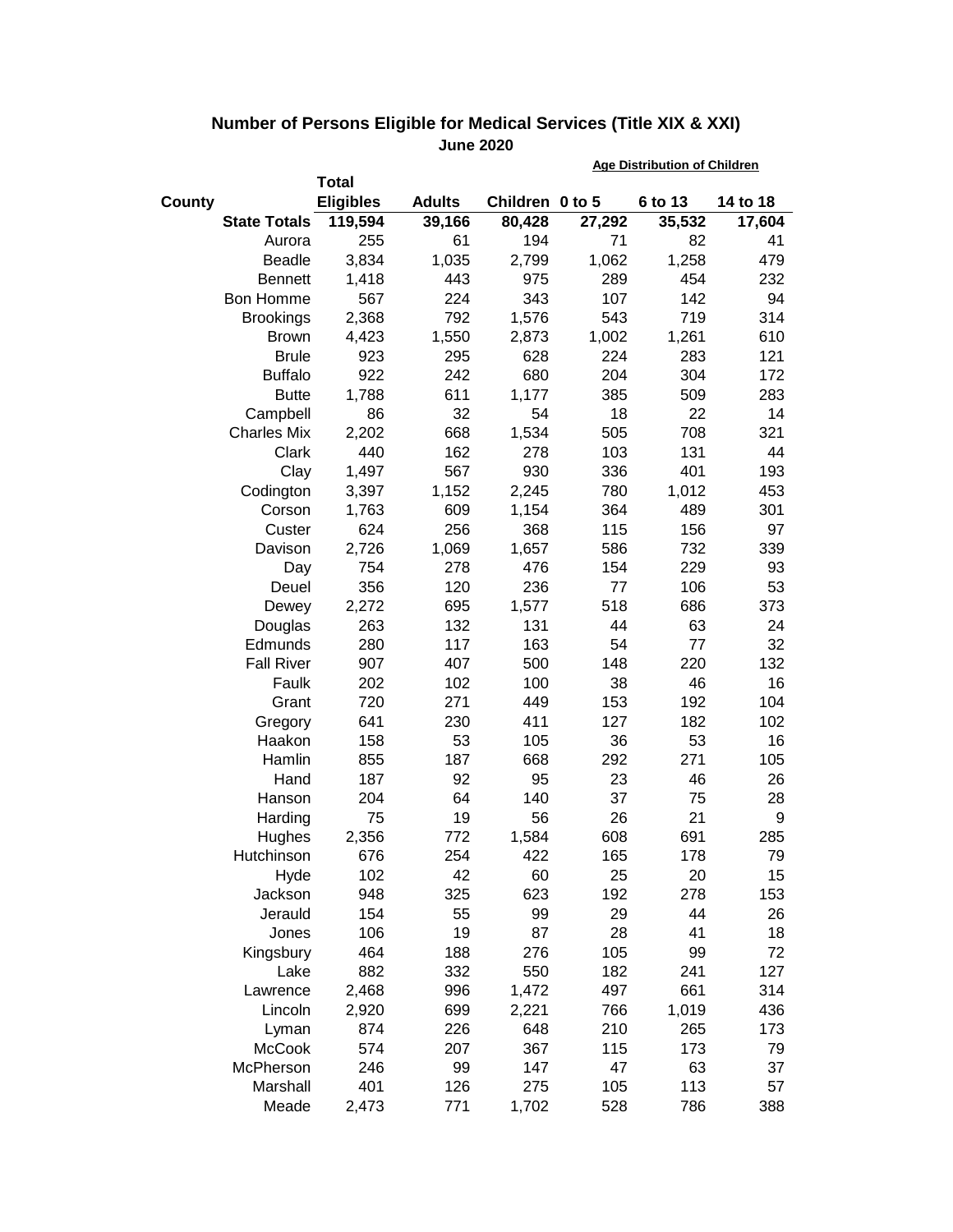## Number of Persons Eligible for Medical Services (Title XIX & XXI)

### June 2020

| County | Total Eligibles | Adults | Children | Age Distribution of Children | | |
|---|---|---|---|---|---|---|
| | | | | 0 to 5 | 6 to 13 | 14 to 18 |
| **State Totals** | **119,594** | **39,166** | **80,428** | **27,292** | **35,532** | **17,604** |
| Aurora | 255 | 61 | 194 | 71 | 82 | 41 |
| Beadle | 3,834 | 1,035 | 2,799 | 1,062 | 1,258 | 479 |
| Bennett | 1,418 | 443 | 975 | 289 | 454 | 232 |
| Bon Homme | 567 | 224 | 343 | 107 | 142 | 94 |
| Brookings | 2,368 | 792 | 1,576 | 543 | 719 | 314 |
| Brown | 4,423 | 1,550 | 2,873 | 1,002 | 1,261 | 610 |
| Brule | 923 | 295 | 628 | 224 | 283 | 121 |
| Buffalo | 922 | 242 | 680 | 204 | 304 | 172 |
| Butte | 1,788 | 611 | 1,177 | 385 | 509 | 283 |
| Campbell | 86 | 32 | 54 | 18 | 22 | 14 |
| Charles Mix | 2,202 | 668 | 1,534 | 505 | 708 | 321 |
| Clark | 440 | 162 | 278 | 103 | 131 | 44 |
| Clay | 1,497 | 567 | 930 | 336 | 401 | 193 |
| Codington | 3,397 | 1,152 | 2,245 | 780 | 1,012 | 453 |
| Corson | 1,763 | 609 | 1,154 | 364 | 489 | 301 |
| Custer | 624 | 256 | 368 | 115 | 156 | 97 |
| Davison | 2,726 | 1,069 | 1,657 | 586 | 732 | 339 |
| Day | 754 | 278 | 476 | 154 | 229 | 93 |
| Deuel | 356 | 120 | 236 | 77 | 106 | 53 |
| Dewey | 2,272 | 695 | 1,577 | 518 | 686 | 373 |
| Douglas | 263 | 132 | 131 | 44 | 63 | 24 |
| Edmunds | 280 | 117 | 163 | 54 | 77 | 32 |
| Fall River | 907 | 407 | 500 | 148 | 220 | 132 |
| Faulk | 202 | 102 | 100 | 38 | 46 | 16 |
| Grant | 720 | 271 | 449 | 153 | 192 | 104 |
| Gregory | 641 | 230 | 411 | 127 | 182 | 102 |
| Haakon | 158 | 53 | 105 | 36 | 53 | 16 |
| Hamlin | 855 | 187 | 668 | 292 | 271 | 105 |
| Hand | 187 | 92 | 95 | 23 | 46 | 26 |
| Hanson | 204 | 64 | 140 | 37 | 75 | 28 |
| Harding | 75 | 19 | 56 | 26 | 21 | 9 |
| Hughes | 2,356 | 772 | 1,584 | 608 | 691 | 285 |
| Hutchinson | 676 | 254 | 422 | 165 | 178 | 79 |
| Hyde | 102 | 42 | 60 | 25 | 20 | 15 |
| Jackson | 948 | 325 | 623 | 192 | 278 | 153 |
| Jerauld | 154 | 55 | 99 | 29 | 44 | 26 |
| Jones | 106 | 19 | 87 | 28 | 41 | 18 |
| Kingsbury | 464 | 188 | 276 | 105 | 99 | 72 |
| Lake | 882 | 332 | 550 | 182 | 241 | 127 |
| Lawrence | 2,468 | 996 | 1,472 | 497 | 661 | 314 |
| Lincoln | 2,920 | 699 | 2,221 | 766 | 1,019 | 436 |
| Lyman | 874 | 226 | 648 | 210 | 265 | 173 |
| McCook | 574 | 207 | 367 | 115 | 173 | 79 |
| McPherson | 246 | 99 | 147 | 47 | 63 | 37 |
| Marshall | 401 | 126 | 275 | 105 | 113 | 57 |
| Meade | 2,473 | 771 | 1,702 | 528 | 786 | 388 |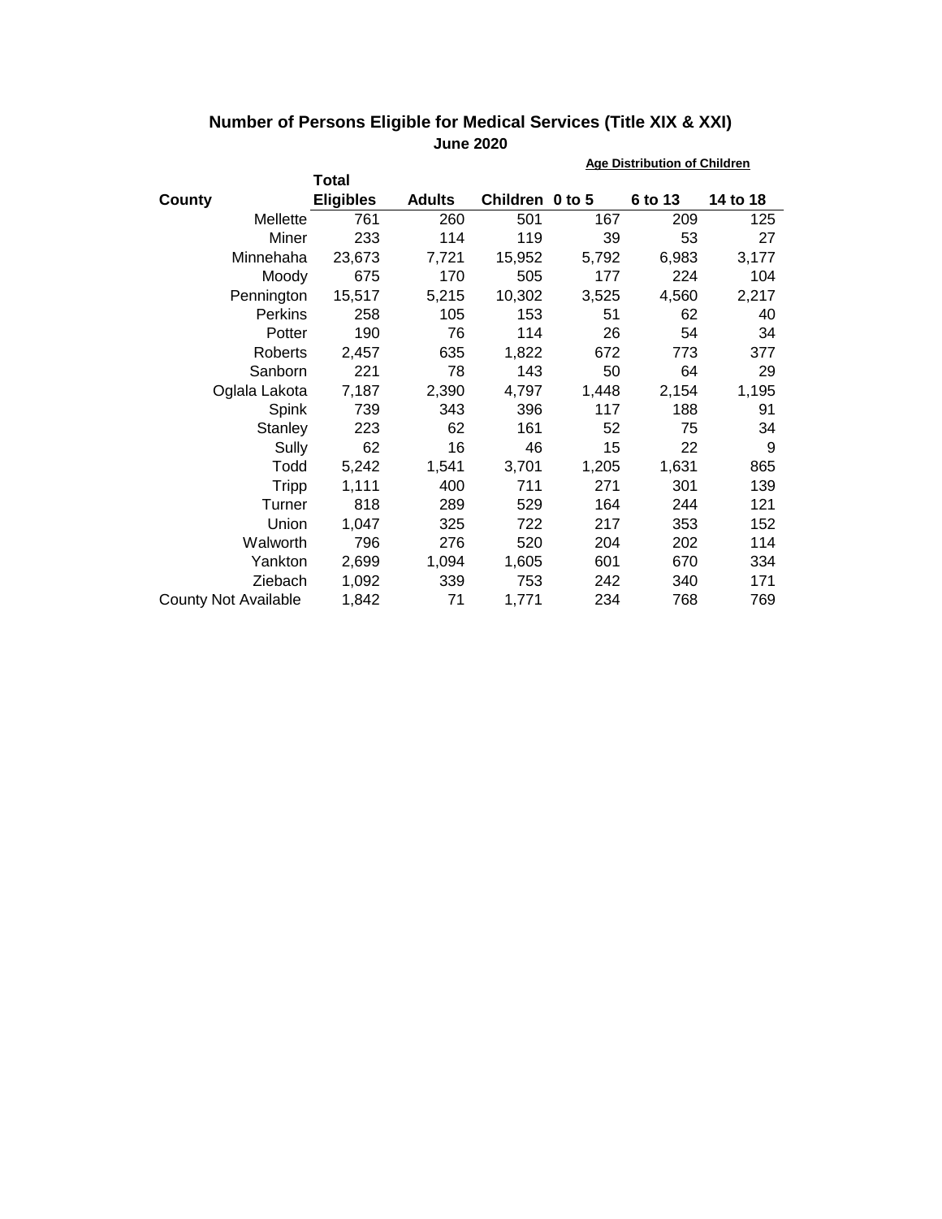**Number of Persons Eligible for Medical Services (Title XIX & XXI)**

**June 2020**

| County | Total Eligibles | Adults | Children | Age Distribution of Children | | |
|---|---|---|---|---|---|---|
| | | | | 0 to 5 | 6 to 13 | 14 to 18 |
| Mellette | 761 | 260 | 501 | 167 | 209 | 125 |
| Miner | 233 | 114 | 119 | 39 | 53 | 27 |
| Minnehaha | 23,673 | 7,721 | 15,952 | 5,792 | 6,983 | 3,177 |
| Moody | 675 | 170 | 505 | 177 | 224 | 104 |
| Pennington | 15,517 | 5,215 | 10,302 | 3,525 | 4,560 | 2,217 |
| Perkins | 258 | 105 | 153 | 51 | 62 | 40 |
| Potter | 190 | 76 | 114 | 26 | 54 | 34 |
| Roberts | 2,457 | 635 | 1,822 | 672 | 773 | 377 |
| Sanborn | 221 | 78 | 143 | 50 | 64 | 29 |
| Oglala Lakota | 7,187 | 2,390 | 4,797 | 1,448 | 2,154 | 1,195 |
| Spink | 739 | 343 | 396 | 117 | 188 | 91 |
| Stanley | 223 | 62 | 161 | 52 | 75 | 34 |
| Sully | 62 | 16 | 46 | 15 | 22 | 9 |
| Todd | 5,242 | 1,541 | 3,701 | 1,205 | 1,631 | 865 |
| Tripp | 1,111 | 400 | 711 | 271 | 301 | 139 |
| Turner | 818 | 289 | 529 | 164 | 244 | 121 |
| Union | 1,047 | 325 | 722 | 217 | 353 | 152 |
| Walworth | 796 | 276 | 520 | 204 | 202 | 114 |
| Yankton | 2,699 | 1,094 | 1,605 | 601 | 670 | 334 |
| Ziebach | 1,092 | 339 | 753 | 242 | 340 | 171 |
| County Not Available | 1,842 | 71 | 1,771 | 234 | 768 | 769 |